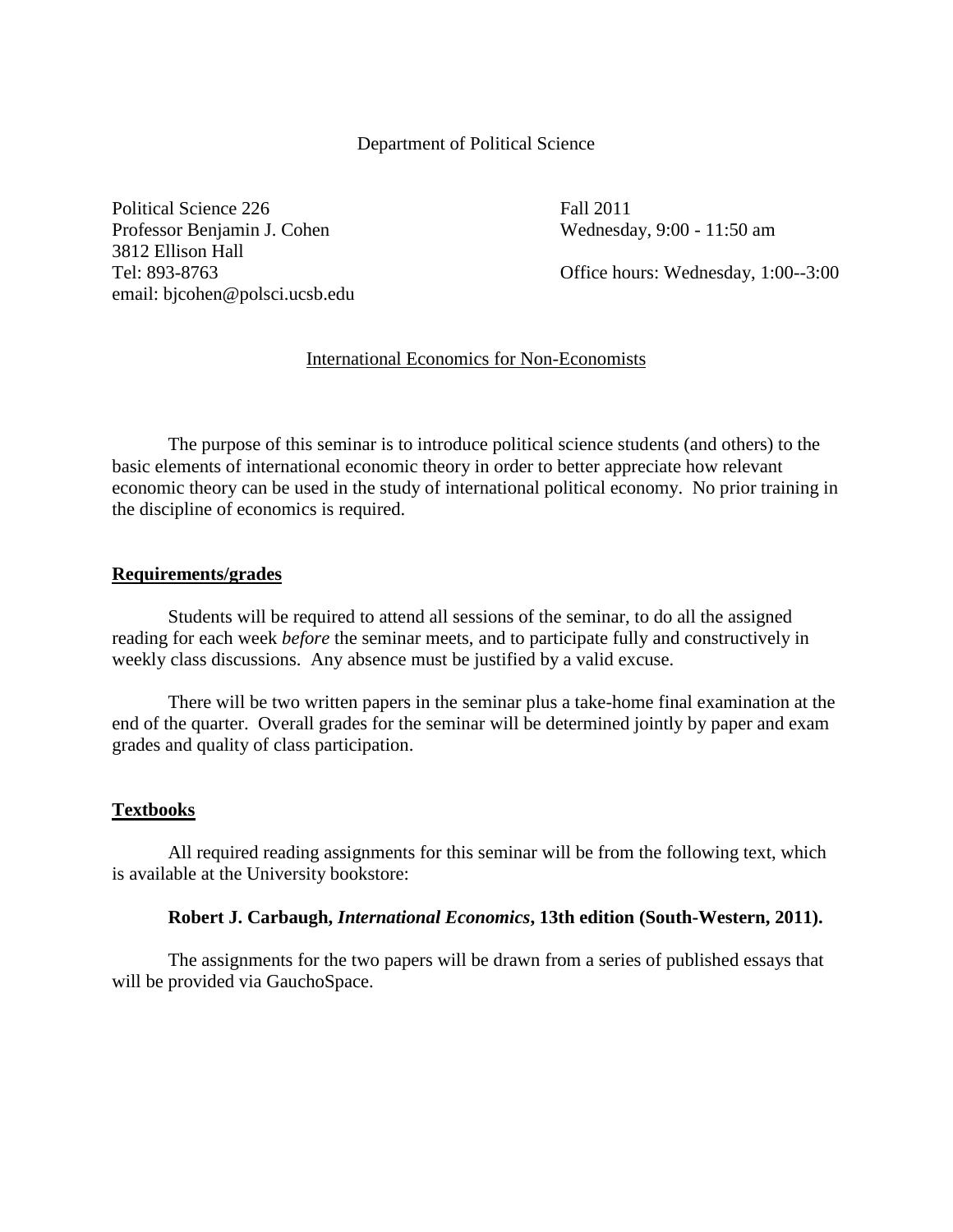Department of Political Science

Political Science 226
Professor Benjamin J. Cohen
3812 Ellison Hall
Tel: 893-8763
email: bjcohen@polsci.ucsb.edu

Fall 2011
Wednesday, 9:00 - 11:50 am

Office hours: Wednesday, 1:00--3:00

International Economics for Non-Economists

The purpose of this seminar is to introduce political science students (and others) to the basic elements of international economic theory in order to better appreciate how relevant economic theory can be used in the study of international political economy. No prior training in the discipline of economics is required.

## Requirements/grades

Students will be required to attend all sessions of the seminar, to do all the assigned reading for each week *before* the seminar meets, and to participate fully and constructively in weekly class discussions. Any absence must be justified by a valid excuse.

There will be two written papers in the seminar plus a take-home final examination at the end of the quarter. Overall grades for the seminar will be determined jointly by paper and exam grades and quality of class participation.

## Textbooks

All required reading assignments for this seminar will be from the following text, which is available at the University bookstore:

**Robert J. Carbaugh, *International Economics*, 13th edition (South-Western, 2011).**

The assignments for the two papers will be drawn from a series of published essays that will be provided via GauchoSpace.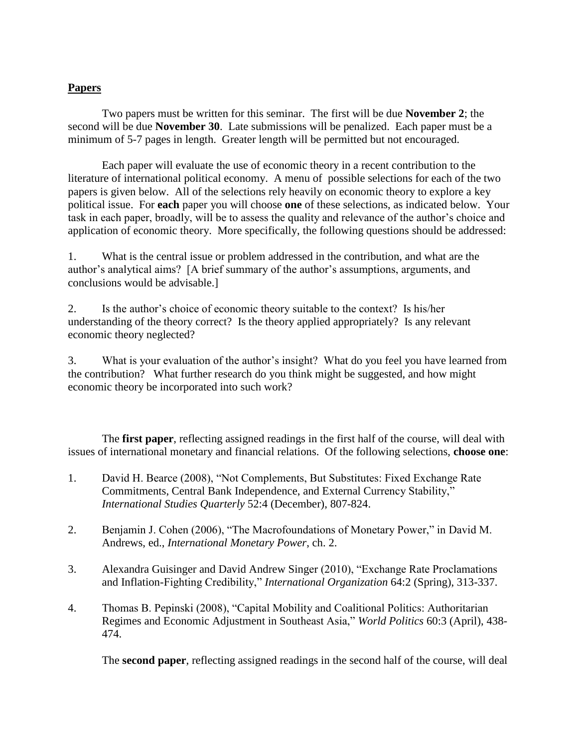## **Papers**

Two papers must be written for this seminar. The first will be due **November 2**; the second will be due **November 30**. Late submissions will be penalized. Each paper must be a minimum of 5-7 pages in length. Greater length will be permitted but not encouraged.

Each paper will evaluate the use of economic theory in a recent contribution to the literature of international political economy. A menu of possible selections for each of the two papers is given below. All of the selections rely heavily on economic theory to explore a key political issue. For **each** paper you will choose **one** of these selections, as indicated below. Your task in each paper, broadly, will be to assess the quality and relevance of the author's choice and application of economic theory. More specifically, the following questions should be addressed:

1. What is the central issue or problem addressed in the contribution, and what are the author's analytical aims? [A brief summary of the author's assumptions, arguments, and conclusions would be advisable.]

2. Is the author's choice of economic theory suitable to the context? Is his/her understanding of the theory correct? Is the theory applied appropriately? Is any relevant economic theory neglected?

3. What is your evaluation of the author's insight? What do you feel you have learned from the contribution? What further research do you think might be suggested, and how might economic theory be incorporated into such work?

The **first paper**, reflecting assigned readings in the first half of the course, will deal with issues of international monetary and financial relations. Of the following selections, **choose one**:

1. David H. Bearce (2008), "Not Complements, But Substitutes: Fixed Exchange Rate Commitments, Central Bank Independence, and External Currency Stability," *International Studies Quarterly* 52:4 (December), 807-824.

2. Benjamin J. Cohen (2006), "The Macrofoundations of Monetary Power," in David M. Andrews, ed., *International Monetary Power*, ch. 2.

3. Alexandra Guisinger and David Andrew Singer (2010), "Exchange Rate Proclamations and Inflation-Fighting Credibility," *International Organization* 64:2 (Spring), 313-337.

4. Thomas B. Pepinski (2008), "Capital Mobility and Coalitional Politics: Authoritarian Regimes and Economic Adjustment in Southeast Asia," *World Politics* 60:3 (April), 438-474.

The **second paper**, reflecting assigned readings in the second half of the course, will deal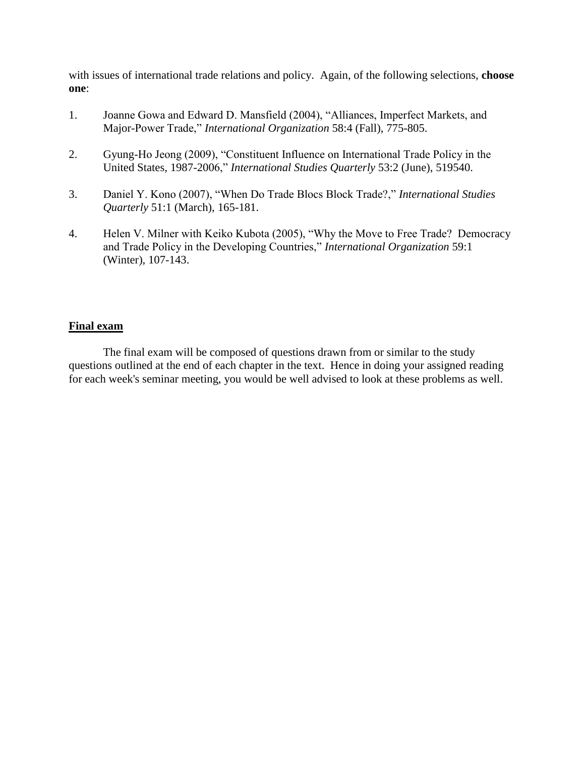with issues of international trade relations and policy. Again, of the following selections, **choose one**:

1. Joanne Gowa and Edward D. Mansfield (2004), "Alliances, Imperfect Markets, and Major-Power Trade," *International Organization* 58:4 (Fall), 775-805.

2. Gyung-Ho Jeong (2009), "Constituent Influence on International Trade Policy in the United States, 1987-2006," *International Studies Quarterly* 53:2 (June), 519540.

3. Daniel Y. Kono (2007), "When Do Trade Blocs Block Trade?," *International Studies Quarterly* 51:1 (March), 165-181.

4. Helen V. Milner with Keiko Kubota (2005), "Why the Move to Free Trade? Democracy and Trade Policy in the Developing Countries," *International Organization* 59:1 (Winter), 107-143.

## Final exam

The final exam will be composed of questions drawn from or similar to the study questions outlined at the end of each chapter in the text. Hence in doing your assigned reading for each week's seminar meeting, you would be well advised to look at these problems as well.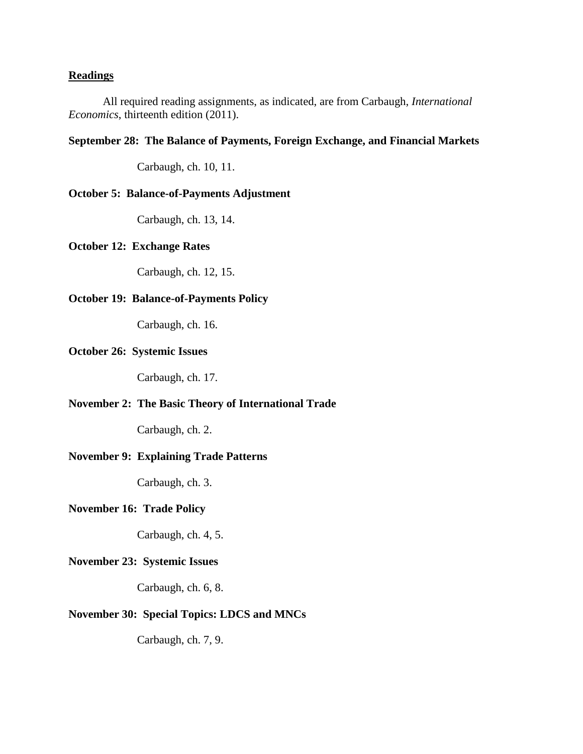## Readings

All required reading assignments, as indicated, are from Carbaugh, *International Economics*, thirteenth edition (2011).

**September 28: The Balance of Payments, Foreign Exchange, and Financial Markets**

Carbaugh, ch. 10, 11.

**October 5: Balance-of-Payments Adjustment**

Carbaugh, ch. 13, 14.

**October 12: Exchange Rates**

Carbaugh, ch. 12, 15.

**October 19: Balance-of-Payments Policy**

Carbaugh, ch. 16.

**October 26: Systemic Issues**

Carbaugh, ch. 17.

**November 2: The Basic Theory of International Trade**

Carbaugh, ch. 2.

**November 9: Explaining Trade Patterns**

Carbaugh, ch. 3.

**November 16: Trade Policy**

Carbaugh, ch. 4, 5.

**November 23: Systemic Issues**

Carbaugh, ch. 6, 8.

**November 30: Special Topics: LDCS and MNCs**

Carbaugh, ch. 7, 9.